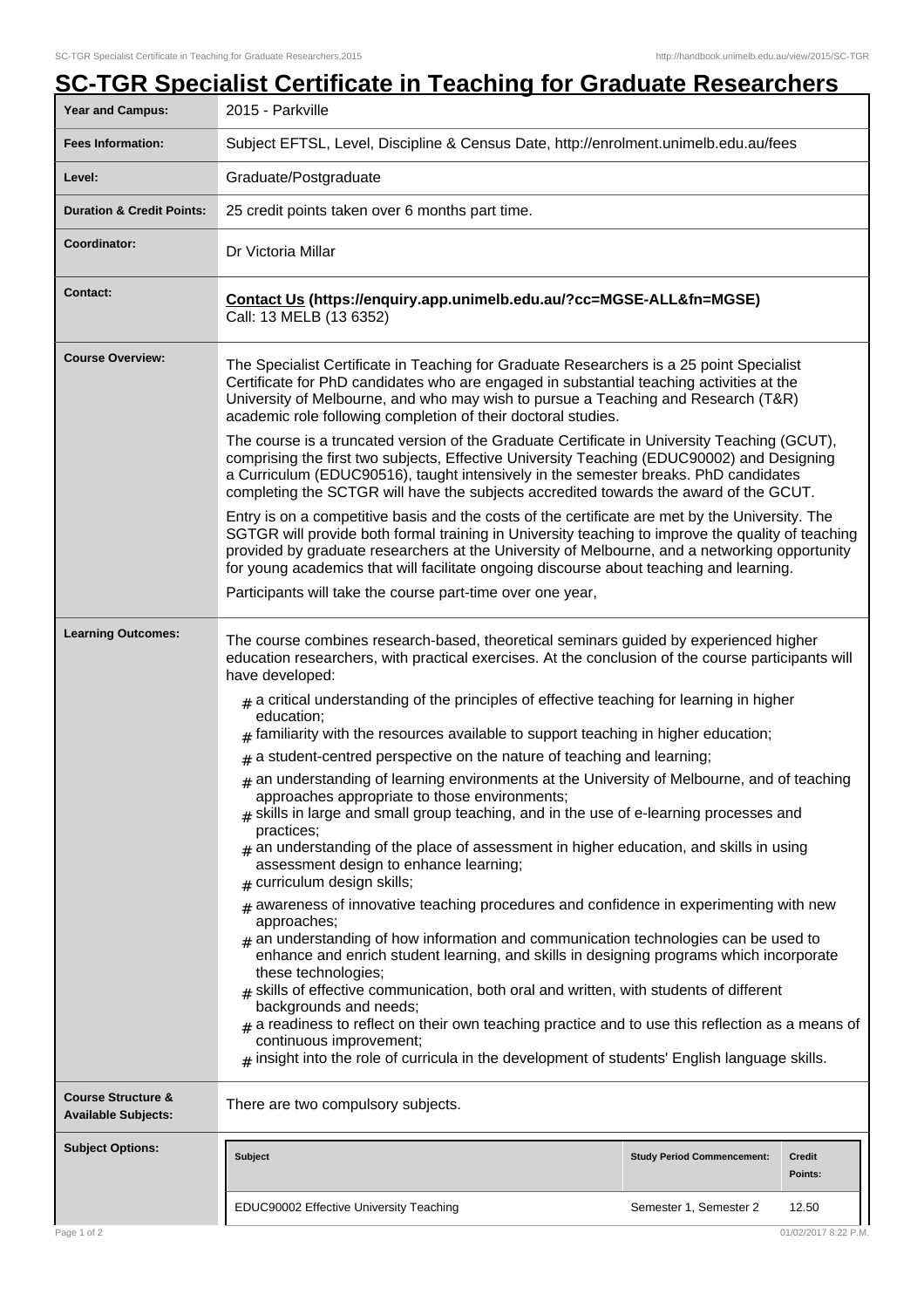# SC-TGR Specialist Certificate in Teaching for Graduate Researchers

| | |
|---|---|
| **Year and Campus:** | 2015 - Parkville |
| **Fees Information:** | Subject EFTSL, Level, Discipline & Census Date, http://enrolment.unimelb.edu.au/fees |
| **Level:** | Graduate/Postgraduate |
| **Duration & Credit Points:** | 25 credit points taken over 6 months part time. |
| **Coordinator:** | Dr Victoria Millar |
| **Contact:** | **Contact Us (https://enquiry.app.unimelb.edu.au/?cc=MGSE-ALL&fn=MGSE)** Call: 13 MELB (13 6352) |
| **Course Overview:** | The Specialist Certificate in Teaching for Graduate Researchers is a 25 point Specialist Certificate for PhD candidates who are engaged in substantial teaching activities at the University of Melbourne, and who may wish to pursue a Teaching and Research (T&R) academic role following completion of their doctoral studies.<br><br>The course is a truncated version of the Graduate Certificate in University Teaching (GCUT), comprising the first two subjects, Effective University Teaching (EDUC90002) and Designing a Curriculum (EDUC90516), taught intensively in the semester breaks. PhD candidates completing the SCTGR will have the subjects accredited towards the award of the GCUT.<br><br>Entry is on a competitive basis and the costs of the certificate are met by the University. The SGTGR will provide both formal training in University teaching to improve the quality of teaching provided by graduate researchers at the University of Melbourne, and a networking opportunity for young academics that will facilitate ongoing discourse about teaching and learning.<br><br>Participants will take the course part-time over one year, |
| **Learning Outcomes:** | The course combines research-based, theoretical seminars guided by experienced higher education researchers, with practical exercises. At the conclusion of the course participants will have developed:<br><br># a critical understanding of the principles of effective teaching for learning in higher education;<br># familiarity with the resources available to support teaching in higher education;<br># a student-centred perspective on the nature of teaching and learning;<br># an understanding of learning environments at the University of Melbourne, and of teaching approaches appropriate to those environments;<br># skills in large and small group teaching, and in the use of e-learning processes and practices;<br># an understanding of the place of assessment in higher education, and skills in using assessment design to enhance learning;<br># curriculum design skills;<br># awareness of innovative teaching procedures and confidence in experimenting with new approaches;<br># an understanding of how information and communication technologies can be used to enhance and enrich student learning, and skills in designing programs which incorporate these technologies;<br># skills of effective communication, both oral and written, with students of different backgrounds and needs;<br># a readiness to reflect on their own teaching practice and to use this reflection as a means of continuous improvement;<br># insight into the role of curricula in the development of students' English language skills. |
| **Course Structure & Available Subjects:** | There are two compulsory subjects. |
| **Subject Options:** | |

| Subject | Study Period Commencement: | Credit Points: |
|---|---|---|
| EDUC90002 Effective University Teaching | Semester 1, Semester 2 | 12.50 |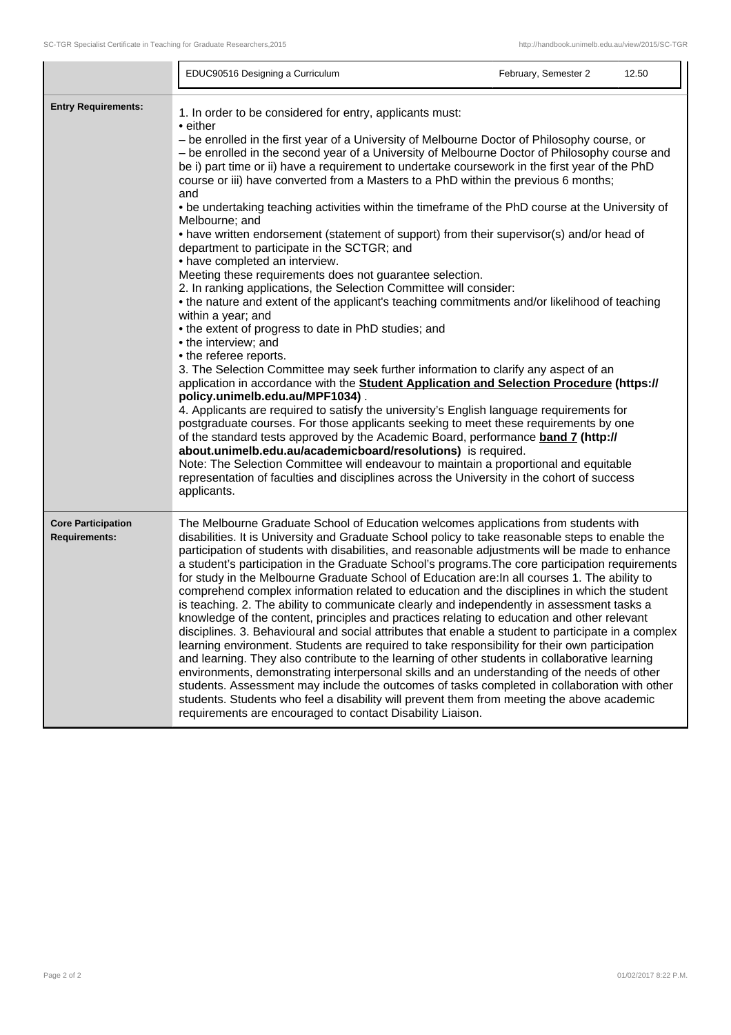| | | | |
|---|---|---|---|
| | EDUC90516 Designing a Curriculum | February, Semester 2 | 12.50 |

| | |
|---|---|
| **Entry Requirements:** | 1. In order to be considered for entry, applicants must:<br>• either<br>– be enrolled in the first year of a University of Melbourne Doctor of Philosophy course, or<br>– be enrolled in the second year of a University of Melbourne Doctor of Philosophy course and be i) part time or ii) have a requirement to undertake coursework in the first year of the PhD course or iii) have converted from a Masters to a PhD within the previous 6 months;<br>and<br>• be undertaking teaching activities within the timeframe of the PhD course at the University of Melbourne; and<br>• have written endorsement (statement of support) from their supervisor(s) and/or head of department to participate in the SCTGR; and<br>• have completed an interview.<br>Meeting these requirements does not guarantee selection.<br>2. In ranking applications, the Selection Committee will consider:<br>• the nature and extent of the applicant's teaching commitments and/or likelihood of teaching within a year; and<br>• the extent of progress to date in PhD studies; and<br>• the interview; and<br>• the referee reports.<br>3. The Selection Committee may seek further information to clarify any aspect of an application in accordance with the **Student Application and Selection Procedure (https://policy.unimelb.edu.au/MPF1034)** .<br>4. Applicants are required to satisfy the university's English language requirements for postgraduate courses. For those applicants seeking to meet these requirements by one of the standard tests approved by the Academic Board, performance **band 7 (http://about.unimelb.edu.au/academicboard/resolutions)** is required.<br>Note: The Selection Committee will endeavour to maintain a proportional and equitable representation of faculties and disciplines across the University in the cohort of success applicants. |
| **Core Participation Requirements:** | The Melbourne Graduate School of Education welcomes applications from students with disabilities. It is University and Graduate School policy to take reasonable steps to enable the participation of students with disabilities, and reasonable adjustments will be made to enhance a student's participation in the Graduate School's programs.The core participation requirements for study in the Melbourne Graduate School of Education are:In all courses 1. The ability to comprehend complex information related to education and the disciplines in which the student is teaching. 2. The ability to communicate clearly and independently in assessment tasks a knowledge of the content, principles and practices relating to education and other relevant disciplines. 3. Behavioural and social attributes that enable a student to participate in a complex learning environment. Students are required to take responsibility for their own participation and learning. They also contribute to the learning of other students in collaborative learning environments, demonstrating interpersonal skills and an understanding of the needs of other students. Assessment may include the outcomes of tasks completed in collaboration with other students. Students who feel a disability will prevent them from meeting the above academic requirements are encouraged to contact Disability Liaison. |